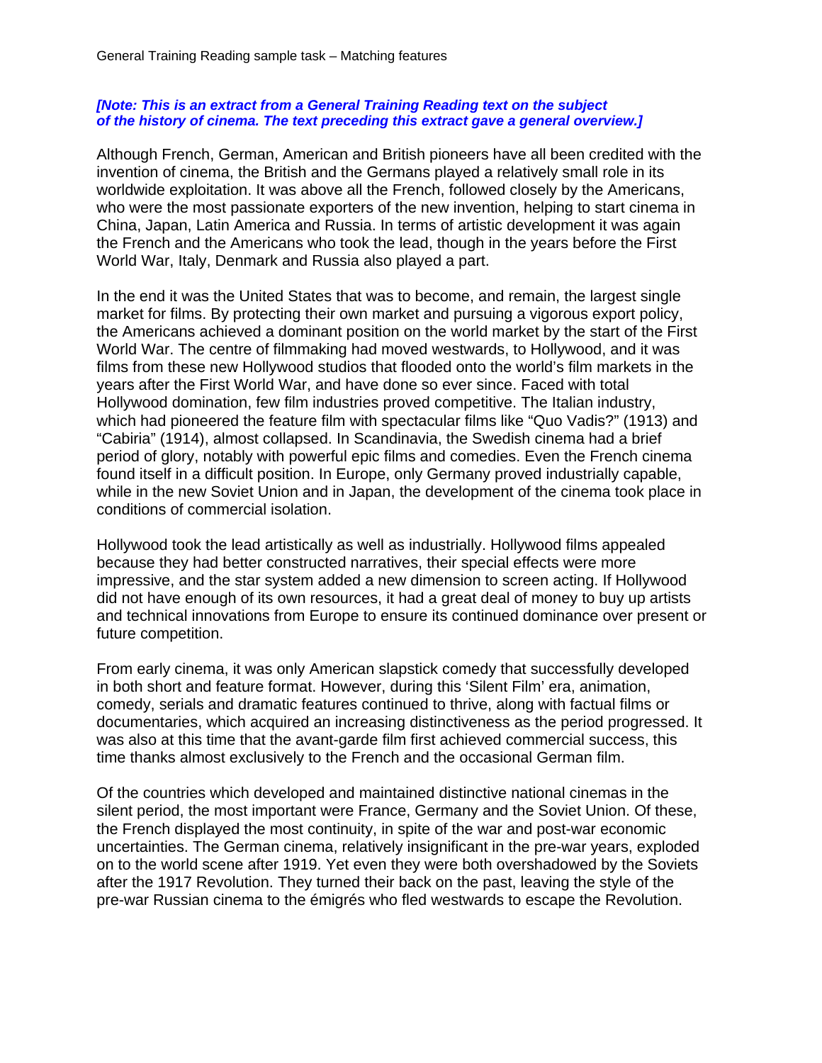General Training Reading sample task – Matching features

***[Note: This is an extract from a General Training Reading text on the subject of the history of cinema. The text preceding this extract gave a general overview.]***

Although French, German, American and British pioneers have all been credited with the invention of cinema, the British and the Germans played a relatively small role in its worldwide exploitation. It was above all the French, followed closely by the Americans, who were the most passionate exporters of the new invention, helping to start cinema in China, Japan, Latin America and Russia. In terms of artistic development it was again the French and the Americans who took the lead, though in the years before the First World War, Italy, Denmark and Russia also played a part.

In the end it was the United States that was to become, and remain, the largest single market for films. By protecting their own market and pursuing a vigorous export policy, the Americans achieved a dominant position on the world market by the start of the First World War. The centre of filmmaking had moved westwards, to Hollywood, and it was films from these new Hollywood studios that flooded onto the world's film markets in the years after the First World War, and have done so ever since. Faced with total Hollywood domination, few film industries proved competitive. The Italian industry, which had pioneered the feature film with spectacular films like "Quo Vadis?" (1913) and "Cabiria" (1914), almost collapsed. In Scandinavia, the Swedish cinema had a brief period of glory, notably with powerful epic films and comedies. Even the French cinema found itself in a difficult position. In Europe, only Germany proved industrially capable, while in the new Soviet Union and in Japan, the development of the cinema took place in conditions of commercial isolation.

Hollywood took the lead artistically as well as industrially. Hollywood films appealed because they had better constructed narratives, their special effects were more impressive, and the star system added a new dimension to screen acting. If Hollywood did not have enough of its own resources, it had a great deal of money to buy up artists and technical innovations from Europe to ensure its continued dominance over present or future competition.

From early cinema, it was only American slapstick comedy that successfully developed in both short and feature format. However, during this 'Silent Film' era, animation, comedy, serials and dramatic features continued to thrive, along with factual films or documentaries, which acquired an increasing distinctiveness as the period progressed. It was also at this time that the avant-garde film first achieved commercial success, this time thanks almost exclusively to the French and the occasional German film.

Of the countries which developed and maintained distinctive national cinemas in the silent period, the most important were France, Germany and the Soviet Union. Of these, the French displayed the most continuity, in spite of the war and post-war economic uncertainties. The German cinema, relatively insignificant in the pre-war years, exploded on to the world scene after 1919. Yet even they were both overshadowed by the Soviets after the 1917 Revolution. They turned their back on the past, leaving the style of the pre-war Russian cinema to the émigrés who fled westwards to escape the Revolution.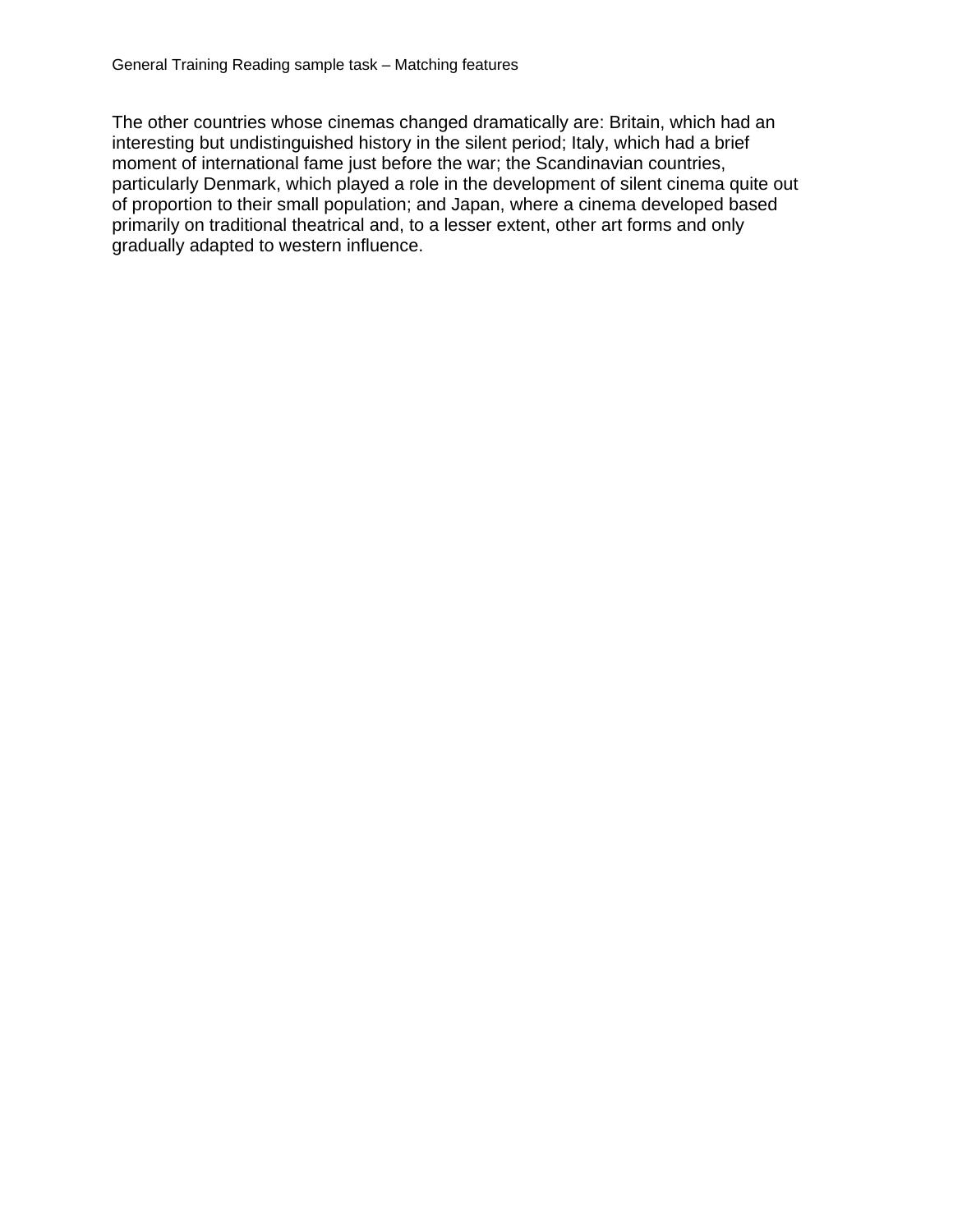The other countries whose cinemas changed dramatically are: Britain, which had an interesting but undistinguished history in the silent period; Italy, which had a brief moment of international fame just before the war; the Scandinavian countries, particularly Denmark, which played a role in the development of silent cinema quite out of proportion to their small population; and Japan, where a cinema developed based primarily on traditional theatrical and, to a lesser extent, other art forms and only gradually adapted to western influence.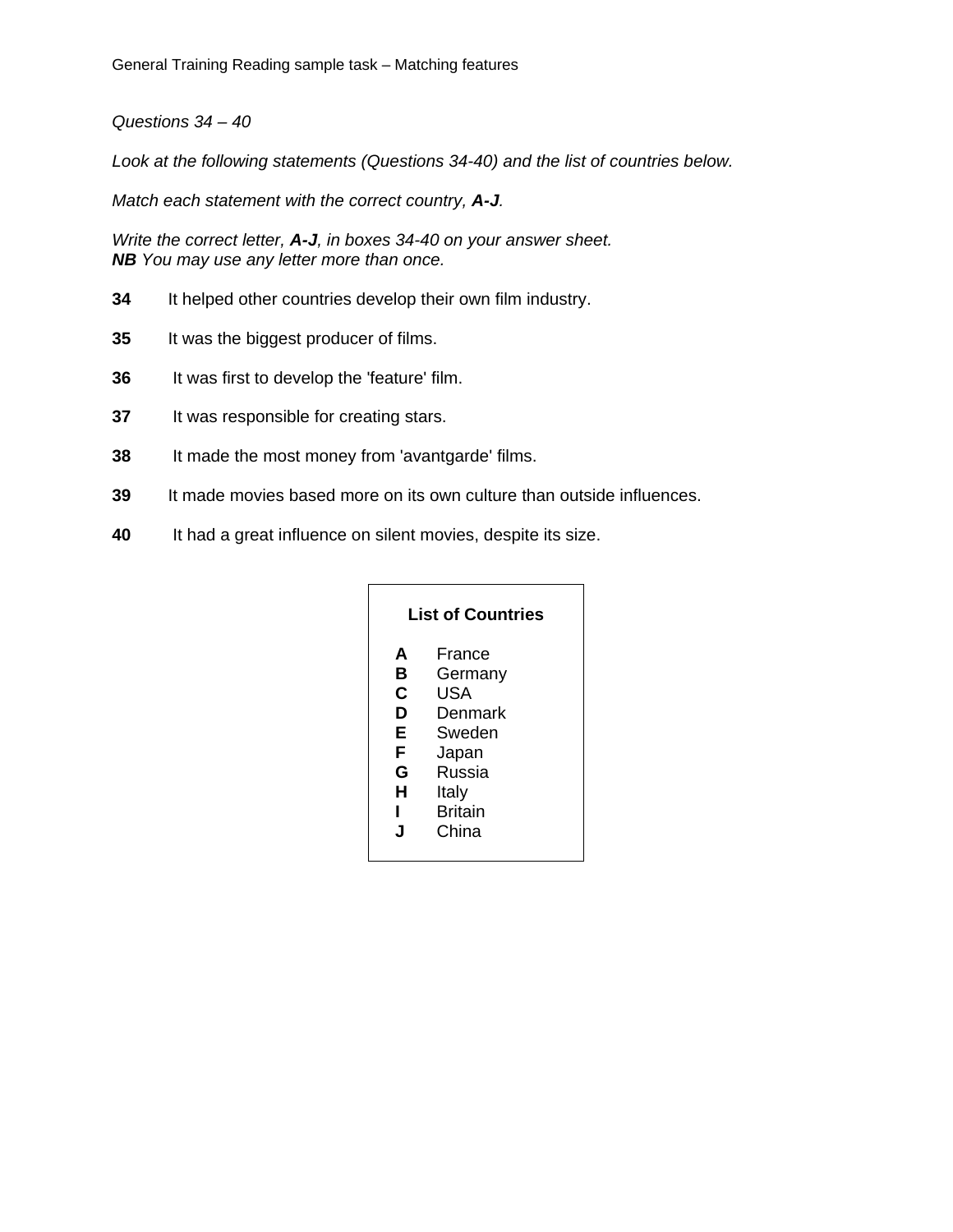General Training Reading sample task – Matching features

*Questions 34 – 40*

*Look at the following statements (Questions 34-40) and the list of countries below.*

*Match each statement with the correct country, **A-J**.*

*Write the correct letter, **A-J**, in boxes 34-40 on your answer sheet.*
***NB** You may use any letter more than once.*

**34** It helped other countries develop their own film industry.

**35** It was the biggest producer of films.

**36** It was first to develop the 'feature' film.

**37** It was responsible for creating stars.

**38** It made the most money from 'avantgarde' films.

**39** It made movies based more on its own culture than outside influences.

**40** It had a great influence on silent movies, despite its size.

**List of Countries**

**A** France
**B** Germany
**C** USA
**D** Denmark
**E** Sweden
**F** Japan
**G** Russia
**H** Italy
**I** Britain
**J** China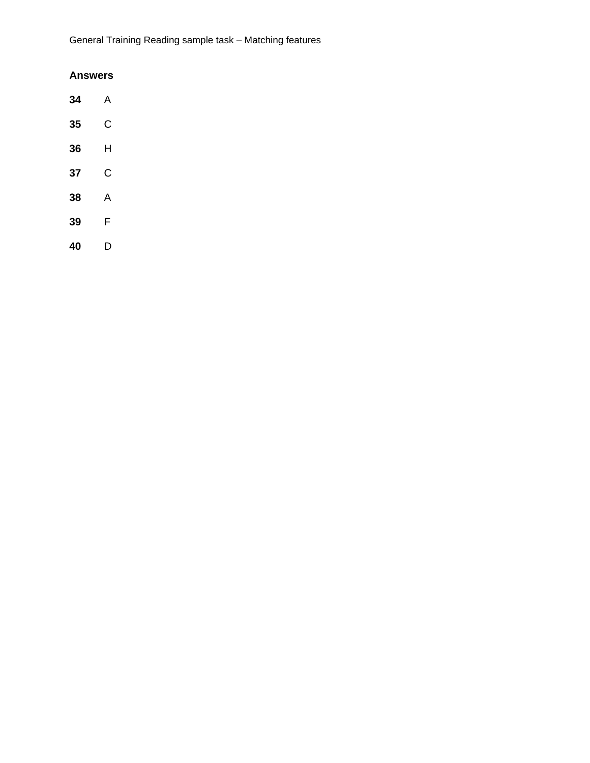**Answers**

**34** A

**35** C

**36** H

**37** C

**38** A

**39** F

**40** D